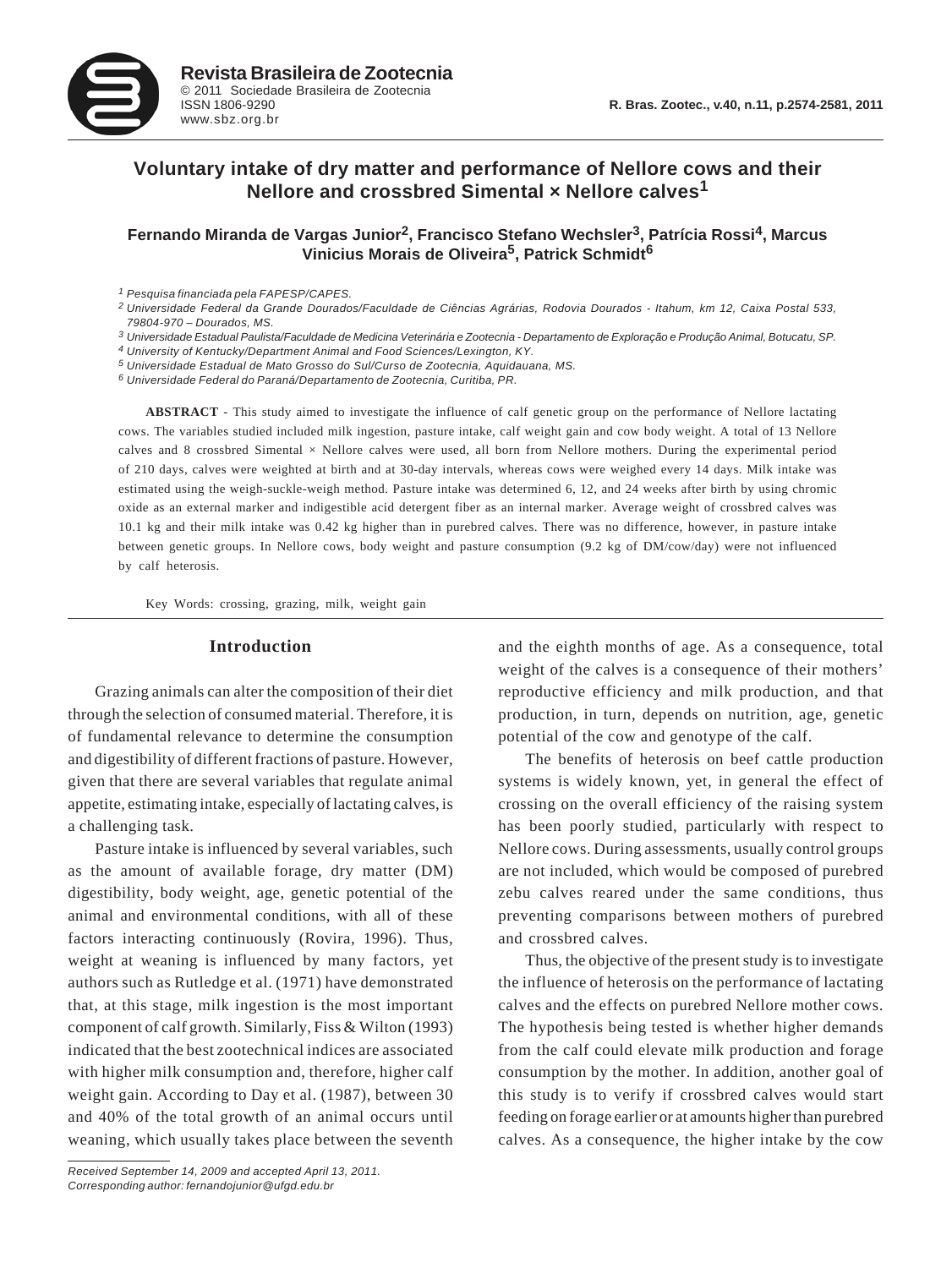# Voluntary intake of dry matter and performance of Nellore cows and their Nellore and crossbred Simental × Nellore calves[1]

**Fernando Miranda de Vargas Junior[2], Francisco Stefano Wechsler[3], Patrícia Rossi[4], Marcus Vinicius Morais de Oliveira[5], Patrick Schmidt[6]**

*[1] Pesquisa financiada pela FAPESP/CAPES.*
*[2] Universidade Federal da Grande Dourados/Faculdade de Ciências Agrárias, Rodovia Dourados - Itahum, km 12, Caixa Postal 533, 79804-970 – Dourados, MS.*
*[3] Universidade Estadual Paulista/Faculdade de Medicina Veterinária e Zootecnia - Departamento de Exploração e Produção Animal, Botucatu, SP.*
*[4] University of Kentucky/Department Animal and Food Sciences/Lexington, KY.*
*[5] Universidade Estadual de Mato Grosso do Sul/Curso de Zootecnia, Aquidauana, MS.*
*[6] Universidade Federal do Paraná/Departamento de Zootecnia, Curitiba, PR.*

**ABSTRACT** - This study aimed to investigate the influence of calf genetic group on the performance of Nellore lactating cows. The variables studied included milk ingestion, pasture intake, calf weight gain and cow body weight. A total of 13 Nellore calves and 8 crossbred Simental × Nellore calves were used, all born from Nellore mothers. During the experimental period of 210 days, calves were weighted at birth and at 30-day intervals, whereas cows were weighed every 14 days. Milk intake was estimated using the weigh-suckle-weigh method. Pasture intake was determined 6, 12, and 24 weeks after birth by using chromic oxide as an external marker and indigestible acid detergent fiber as an internal marker. Average weight of crossbred calves was 10.1 kg and their milk intake was 0.42 kg higher than in purebred calves. There was no difference, however, in pasture intake between genetic groups. In Nellore cows, body weight and pasture consumption (9.2 kg of DM/cow/day) were not influenced by calf heterosis.

Key Words: crossing, grazing, milk, weight gain

## Introduction

Grazing animals can alter the composition of their diet through the selection of consumed material. Therefore, it is of fundamental relevance to determine the consumption and digestibility of different fractions of pasture. However, given that there are several variables that regulate animal appetite, estimating intake, especially of lactating calves, is a challenging task.

Pasture intake is influenced by several variables, such as the amount of available forage, dry matter (DM) digestibility, body weight, age, genetic potential of the animal and environmental conditions, with all of these factors interacting continuously (Rovira, 1996). Thus, weight at weaning is influenced by many factors, yet authors such as Rutledge et al. (1971) have demonstrated that, at this stage, milk ingestion is the most important component of calf growth. Similarly, Fiss & Wilton (1993) indicated that the best zootechnical indices are associated with higher milk consumption and, therefore, higher calf weight gain. According to Day et al. (1987), between 30 and 40% of the total growth of an animal occurs until weaning, which usually takes place between the seventh and the eighth months of age. As a consequence, total weight of the calves is a consequence of their mothers' reproductive efficiency and milk production, and that production, in turn, depends on nutrition, age, genetic potential of the cow and genotype of the calf.

The benefits of heterosis on beef cattle production systems is widely known, yet, in general the effect of crossing on the overall efficiency of the raising system has been poorly studied, particularly with respect to Nellore cows. During assessments, usually control groups are not included, which would be composed of purebred zebu calves reared under the same conditions, thus preventing comparisons between mothers of purebred and crossbred calves.

Thus, the objective of the present study is to investigate the influence of heterosis on the performance of lactating calves and the effects on purebred Nellore mother cows. The hypothesis being tested is whether higher demands from the calf could elevate milk production and forage consumption by the mother. In addition, another goal of this study is to verify if crossbred calves would start feeding on forage earlier or at amounts higher than purebred calves. As a consequence, the higher intake by the cow

*Received September 14, 2009 and accepted April 13, 2011.*
*Corresponding author: fernandojunior@ufgd.edu.br*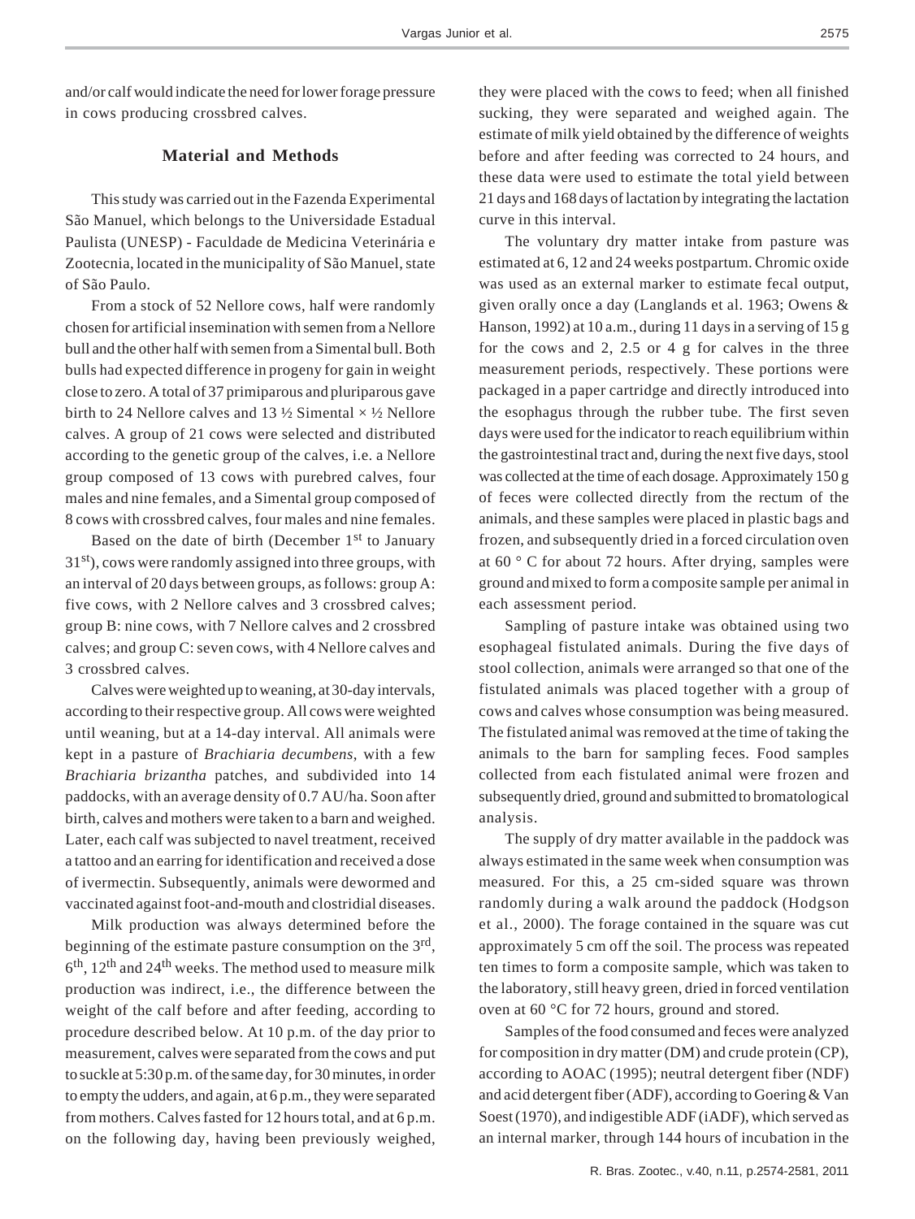and/or calf would indicate the need for lower forage pressure in cows producing crossbred calves.

## Material and Methods

This study was carried out in the Fazenda Experimental São Manuel, which belongs to the Universidade Estadual Paulista (UNESP) - Faculdade de Medicina Veterinária e Zootecnia, located in the municipality of São Manuel, state of São Paulo.

From a stock of 52 Nellore cows, half were randomly chosen for artificial insemination with semen from a Nellore bull and the other half with semen from a Simental bull. Both bulls had expected difference in progeny for gain in weight close to zero. A total of 37 primiparous and pluriparous gave birth to 24 Nellore calves and 13 ½ Simental × ½ Nellore calves. A group of 21 cows were selected and distributed according to the genetic group of the calves, i.e. a Nellore group composed of 13 cows with purebred calves, four males and nine females, and a Simental group composed of 8 cows with crossbred calves, four males and nine females.

Based on the date of birth (December 1st to January 31st), cows were randomly assigned into three groups, with an interval of 20 days between groups, as follows: group A: five cows, with 2 Nellore calves and 3 crossbred calves; group B: nine cows, with 7 Nellore calves and 2 crossbred calves; and group C: seven cows, with 4 Nellore calves and 3 crossbred calves.

Calves were weighted up to weaning, at 30-day intervals, according to their respective group. All cows were weighted until weaning, but at a 14-day interval. All animals were kept in a pasture of *Brachiaria decumbens*, with a few *Brachiaria brizantha* patches, and subdivided into 14 paddocks, with an average density of 0.7 AU/ha. Soon after birth, calves and mothers were taken to a barn and weighed. Later, each calf was subjected to navel treatment, received a tattoo and an earring for identification and received a dose of ivermectin. Subsequently, animals were dewormed and vaccinated against foot-and-mouth and clostridial diseases.

Milk production was always determined before the beginning of the estimate pasture consumption on the 3rd, 6th, 12th and 24th weeks. The method used to measure milk production was indirect, i.e., the difference between the weight of the calf before and after feeding, according to procedure described below. At 10 p.m. of the day prior to measurement, calves were separated from the cows and put to suckle at 5:30 p.m. of the same day, for 30 minutes, in order to empty the udders, and again, at 6 p.m., they were separated from mothers. Calves fasted for 12 hours total, and at 6 p.m. on the following day, having been previously weighed, they were placed with the cows to feed; when all finished sucking, they were separated and weighed again. The estimate of milk yield obtained by the difference of weights before and after feeding was corrected to 24 hours, and these data were used to estimate the total yield between 21 days and 168 days of lactation by integrating the lactation curve in this interval.

The voluntary dry matter intake from pasture was estimated at 6, 12 and 24 weeks postpartum. Chromic oxide was used as an external marker to estimate fecal output, given orally once a day (Langlands et al. 1963; Owens & Hanson, 1992) at 10 a.m., during 11 days in a serving of 15 g for the cows and 2, 2.5 or 4 g for calves in the three measurement periods, respectively. These portions were packaged in a paper cartridge and directly introduced into the esophagus through the rubber tube. The first seven days were used for the indicator to reach equilibrium within the gastrointestinal tract and, during the next five days, stool was collected at the time of each dosage. Approximately 150 g of feces were collected directly from the rectum of the animals, and these samples were placed in plastic bags and frozen, and subsequently dried in a forced circulation oven at 60 ° C for about 72 hours. After drying, samples were ground and mixed to form a composite sample per animal in each assessment period.

Sampling of pasture intake was obtained using two esophageal fistulated animals. During the five days of stool collection, animals were arranged so that one of the fistulated animals was placed together with a group of cows and calves whose consumption was being measured. The fistulated animal was removed at the time of taking the animals to the barn for sampling feces. Food samples collected from each fistulated animal were frozen and subsequently dried, ground and submitted to bromatological analysis.

The supply of dry matter available in the paddock was always estimated in the same week when consumption was measured. For this, a 25 cm-sided square was thrown randomly during a walk around the paddock (Hodgson et al., 2000). The forage contained in the square was cut approximately 5 cm off the soil. The process was repeated ten times to form a composite sample, which was taken to the laboratory, still heavy green, dried in forced ventilation oven at 60 °C for 72 hours, ground and stored.

Samples of the food consumed and feces were analyzed for composition in dry matter (DM) and crude protein (CP), according to AOAC (1995); neutral detergent fiber (NDF) and acid detergent fiber (ADF), according to Goering & Van Soest (1970), and indigestible ADF (iADF), which served as an internal marker, through 144 hours of incubation in the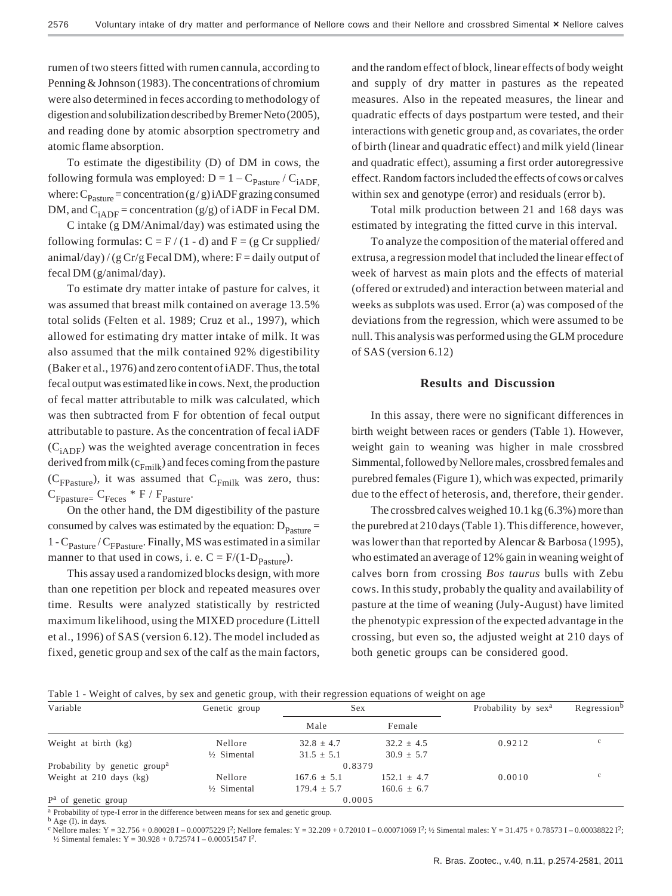rumen of two steers fitted with rumen cannula, according to Penning & Johnson (1983). The concentrations of chromium were also determined in feces according to methodology of digestion and solubilization described by Bremer Neto (2005), and reading done by atomic absorption spectrometry and atomic flame absorption.

To estimate the digestibility (D) of DM in cows, the following formula was employed: $D = 1 - C_{Pasture} / C_{iADF}$, where: $C_{Pasture}$ = concentration (g/g) iADF grazing consumed DM, and $C_{iADF}$ = concentration (g/g) of iADF in Fecal DM.

C intake (g DM/Animal/day) was estimated using the following formulas: $C = F / (1 - d)$ and $F$ = (g Cr supplied/animal/day) / (g Cr/g Fecal DM), where: F = daily output of fecal DM (g/animal/day).

To estimate dry matter intake of pasture for calves, it was assumed that breast milk contained on average 13.5% total solids (Felten et al. 1989; Cruz et al., 1997), which allowed for estimating dry matter intake of milk. It was also assumed that the milk contained 92% digestibility (Baker et al., 1976) and zero content of iADF. Thus, the total fecal output was estimated like in cows. Next, the production of fecal matter attributable to milk was calculated, which was then subtracted from F for obtention of fecal output attributable to pasture. As the concentration of fecal iADF ($C_{iADF}$) was the weighted average concentration in feces derived from milk ($c_{Fmilk}$) and feces coming from the pasture ($C_{FPasture}$), it was assumed that $C_{Fmilk}$ was zero, thus: $C_{Fpasture} = C_{Feces} * F / F_{Pasture}$.

On the other hand, the DM digestibility of the pasture consumed by calves was estimated by the equation: $D_{Pasture} = 1 - C_{Pasture} / C_{FPasture}$. Finally, MS was estimated in a similar manner to that used in cows, i. e. $C = F/(1\text{-}D_{Pasture})$.

This assay used a randomized blocks design, with more than one repetition per block and repeated measures over time. Results were analyzed statistically by restricted maximum likelihood, using the MIXED procedure (Littell et al., 1996) of SAS (version 6.12). The model included as fixed, genetic group and sex of the calf as the main factors, and the random effect of block, linear effects of body weight and supply of dry matter in pastures as the repeated measures. Also in the repeated measures, the linear and quadratic effects of days postpartum were tested, and their interactions with genetic group and, as covariates, the order of birth (linear and quadratic effect) and milk yield (linear and quadratic effect), assuming a first order autoregressive effect. Random factors included the effects of cows or calves within sex and genotype (error) and residuals (error b).

Total milk production between 21 and 168 days was estimated by integrating the fitted curve in this interval.

To analyze the composition of the material offered and extrusa, a regression model that included the linear effect of week of harvest as main plots and the effects of material (offered or extruded) and interaction between material and weeks as subplots was used. Error (a) was composed of the deviations from the regression, which were assumed to be null. This analysis was performed using the GLM procedure of SAS (version 6.12)

## Results and Discussion

In this assay, there were no significant differences in birth weight between races or genders (Table 1). However, weight gain to weaning was higher in male crossbred Simmental, followed by Nellore males, crossbred females and purebred females (Figure 1), which was expected, primarily due to the effect of heterosis, and, therefore, their gender.

The crossbred calves weighed 10.1 kg (6.3%) more than the purebred at 210 days (Table 1). This difference, however, was lower than that reported by Alencar & Barbosa (1995), who estimated an average of 12% gain in weaning weight of calves born from crossing *Bos taurus* bulls with Zebu cows. In this study, probably the quality and availability of pasture at the time of weaning (July-August) have limited the phenotypic expression of the expected advantage in the crossing, but even so, the adjusted weight at 210 days of both genetic groups can be considered good.

Table 1 - Weight of calves, by sex and genetic group, with their regression equations of weight on age

| Variable | Genetic group | Sex | | Probability by sex[a] | Regression[b] |
|---|---|---|---|---|---|
| | | Male | Female | | |
| Weight at birth (kg) | Nellore | 32.8 ± 4.7 | 32.2 ± 4.5 | 0.9212 | c |
| | ½ Simental | 31.5 ± 5.1 | 30.9 ± 5.7 | | |
| Probability by genetic group[a] | | 0.8379 | | | |
| Weight at 210 days (kg) | Nellore | 167.6 ± 5.1 | 152.1 ± 4.7 | 0.0010 | c |
| | ½ Simental | 179.4 ± 5.7 | 160.6 ± 6.7 | | |
| P[a] of genetic group | | 0.0005 | | | |

[a] Probability of type-I error in the difference between means for sex and genetic group.

[b] Age (I). in days.

[c] Nellore males: $Y = 32.756 + 0.80028\ I - 0.00075229\ I^2$; Nellore females: $Y = 32.209 + 0.72010\ I - 0.00071069\ I^2$; ½ Simental males: $Y = 31.475 + 0.78573\ I - 0.00038822\ I^2$; ½ Simental females: $Y = 30.928 + 0.72574\ I - 0.00051547\ I^2$.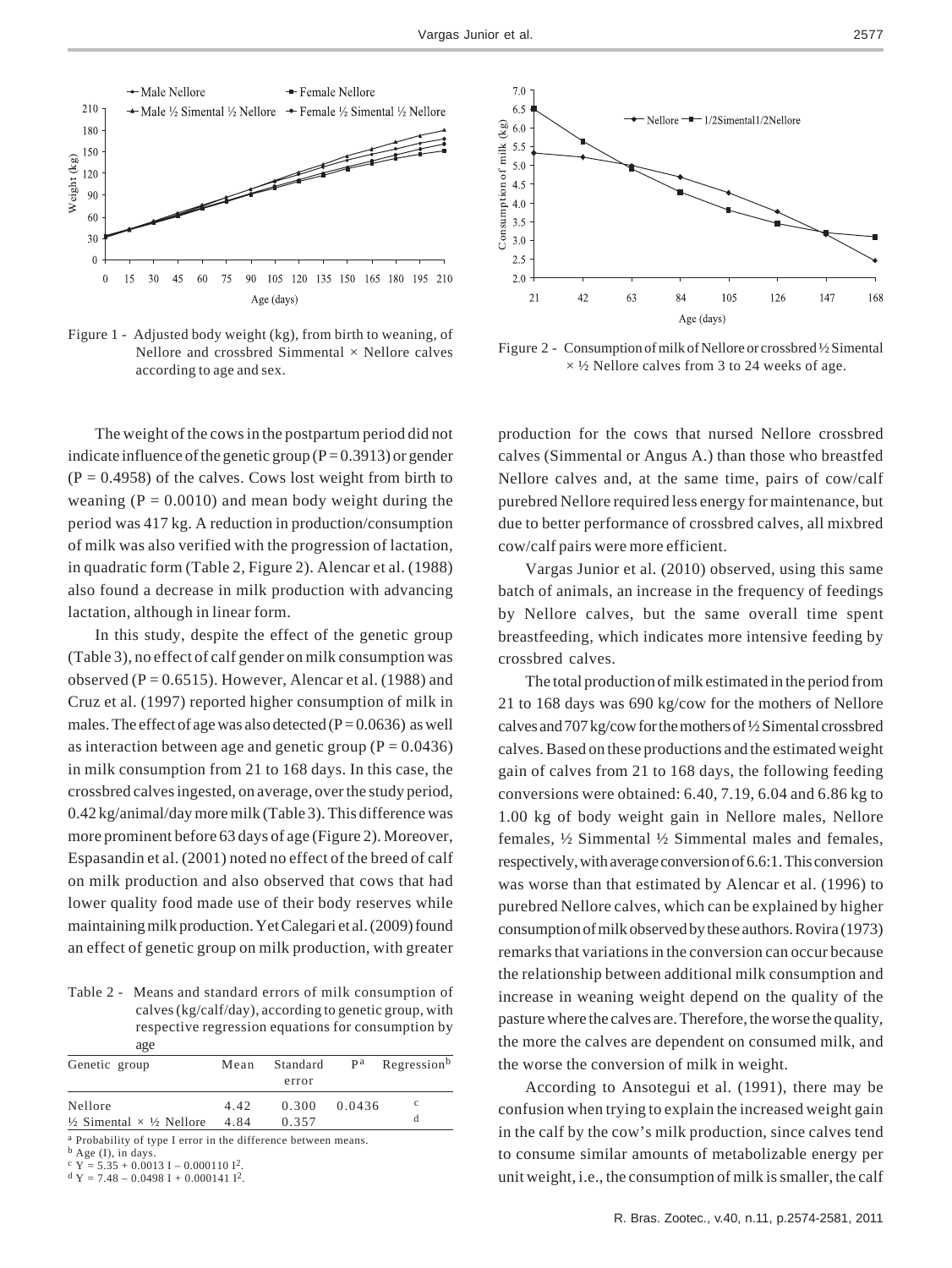Figure 1 - Adjusted body weight (kg), from birth to weaning, of Nellore and crossbred Simmental × Nellore calves according to age and sex.

Figure 2 - Consumption of milk of Nellore or crossbred ½ Simental × ½ Nellore calves from 3 to 24 weeks of age.

The weight of the cows in the postpartum period did not indicate influence of the genetic group (P = 0.3913) or gender (P = 0.4958) of the calves. Cows lost weight from birth to weaning (P = 0.0010) and mean body weight during the period was 417 kg. A reduction in production/consumption of milk was also verified with the progression of lactation, in quadratic form (Table 2, Figure 2). Alencar et al. (1988) also found a decrease in milk production with advancing lactation, although in linear form.

In this study, despite the effect of the genetic group (Table 3), no effect of calf gender on milk consumption was observed (P = 0.6515). However, Alencar et al. (1988) and Cruz et al. (1997) reported higher consumption of milk in males. The effect of age was also detected (P = 0.0636) as well as interaction between age and genetic group (P = 0.0436) in milk consumption from 21 to 168 days. In this case, the crossbred calves ingested, on average, over the study period, 0.42 kg/animal/day more milk (Table 3). This difference was more prominent before 63 days of age (Figure 2). Moreover, Espasandin et al. (2001) noted no effect of the breed of calf on milk production and also observed that cows that had lower quality food made use of their body reserves while maintaining milk production. Yet Calegari et al. (2009) found an effect of genetic group on milk production, with greater production for the cows that nursed Nellore crossbred calves (Simmental or Angus A.) than those who breastfed Nellore calves and, at the same time, pairs of cow/calf purebred Nellore required less energy for maintenance, but due to better performance of crossbred calves, all mixbred cow/calf pairs were more efficient.

Vargas Junior et al. (2010) observed, using this same batch of animals, an increase in the frequency of feedings by Nellore calves, but the same overall time spent breastfeeding, which indicates more intensive feeding by crossbred calves.

The total production of milk estimated in the period from 21 to 168 days was 690 kg/cow for the mothers of Nellore calves and 707 kg/cow for the mothers of ½ Simental crossbred calves. Based on these productions and the estimated weight gain of calves from 21 to 168 days, the following feeding conversions were obtained: 6.40, 7.19, 6.04 and 6.86 kg to 1.00 kg of body weight gain in Nellore males, Nellore females, ½ Simmental ½ Simmental males and females, respectively, with average conversion of 6.6:1. This conversion was worse than that estimated by Alencar et al. (1996) to purebred Nellore calves, which can be explained by higher consumption of milk observed by these authors. Rovira (1973) remarks that variations in the conversion can occur because the relationship between additional milk consumption and increase in weaning weight depend on the quality of the pasture where the calves are. Therefore, the worse the quality, the more the calves are dependent on consumed milk, and the worse the conversion of milk in weight.

According to Ansotegui et al. (1991), there may be confusion when trying to explain the increased weight gain in the calf by the cow's milk production, since calves tend to consume similar amounts of metabolizable energy per unit weight, i.e., the consumption of milk is smaller, the calf

Table 2 - Means and standard errors of milk consumption of calves (kg/calf/day), according to genetic group, with respective regression equations for consumption by age

| Genetic group | Mean | Standard error | P[a] | Regression[b] |
|---|---|---|---|---|
| Nellore | 4.42 | 0.300 | 0.0436 | c |
| ½ Simental × ½ Nellore | 4.84 | 0.357 | | d |

[a] Probability of type I error in the difference between means.
[b] Age (I), in days.
[c] $Y = 5.35 + 0.0013\ I - 0.000110\ I^2$.
[d] $Y = 7.48 - 0.0498\ I + 0.000141\ I^2$.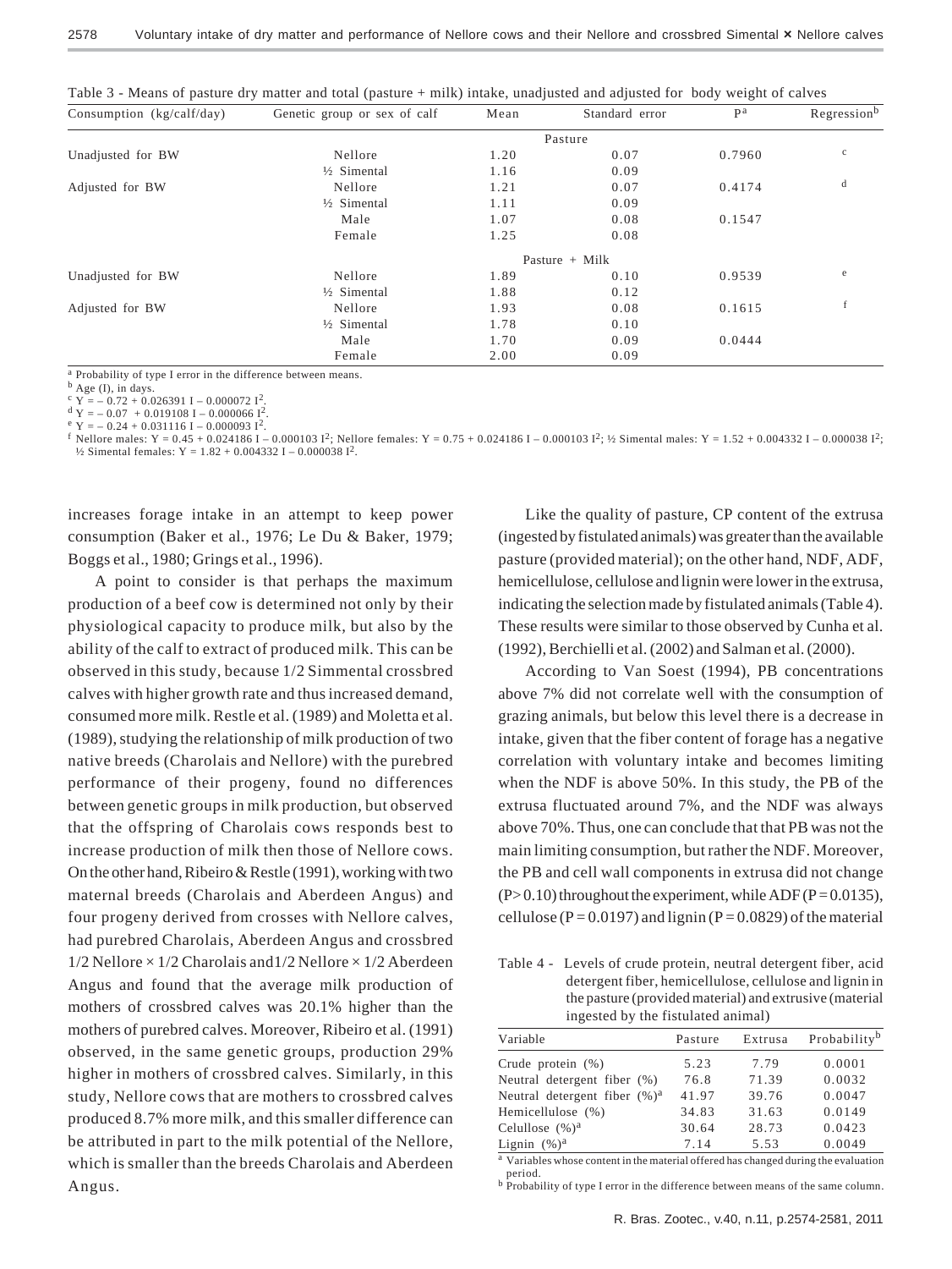Table 3 - Means of pasture dry matter and total (pasture + milk) intake, unadjusted and adjusted for body weight of calves

| Consumption (kg/calf/day) | Genetic group or sex of calf | Mean | Standard error | P[a] | Regression[b] |
|---|---|---|---|---|---|
| | | Pasture | | | |
| Unadjusted for BW | Nellore | 1.20 | 0.07 | 0.7960 | c |
| | ½ Simental | 1.16 | 0.09 | | |
| Adjusted for BW | Nellore | 1.21 | 0.07 | 0.4174 | d |
| | ½ Simental | 1.11 | 0.09 | | |
| | Male | 1.07 | 0.08 | 0.1547 | |
| | Female | 1.25 | 0.08 | | |
| | | Pasture + Milk | | | |
| Unadjusted for BW | Nellore | 1.89 | 0.10 | 0.9539 | e |
| | ½ Simental | 1.88 | 0.12 | | |
| Adjusted for BW | Nellore | 1.93 | 0.08 | 0.1615 | f |
| | ½ Simental | 1.78 | 0.10 | | |
| | Male | 1.70 | 0.09 | 0.0444 | |
| | Female | 2.00 | 0.09 | | |

[a] Probability of type I error in the difference between means.
[b] Age (I), in days.
[c] $Y = -0.72 + 0.026391\ I - 0.000072\ I^2$.
[d] $Y = -0.07 + 0.019108\ I - 0.000066\ I^2$.
[e] $Y = -0.24 + 0.031116\ I - 0.000093\ I^2$.
[f] Nellore males: $Y = 0.45 + 0.024186\ I - 0.000103\ I^2$; Nellore females: $Y = 0.75 + 0.024186\ I - 0.000103\ I^2$; ½ Simental males: $Y = 1.52 + 0.004332\ I - 0.000038\ I^2$; ½ Simental females: $Y = 1.82 + 0.004332\ I - 0.000038\ I^2$.

increases forage intake in an attempt to keep power consumption (Baker et al., 1976; Le Du & Baker, 1979; Boggs et al., 1980; Grings et al., 1996).

A point to consider is that perhaps the maximum production of a beef cow is determined not only by their physiological capacity to produce milk, but also by the ability of the calf to extract of produced milk. This can be observed in this study, because 1/2 Simmental crossbred calves with higher growth rate and thus increased demand, consumed more milk. Restle et al. (1989) and Moletta et al. (1989), studying the relationship of milk production of two native breeds (Charolais and Nellore) with the purebred performance of their progeny, found no differences between genetic groups in milk production, but observed that the offspring of Charolais cows responds best to increase production of milk then those of Nellore cows. On the other hand, Ribeiro & Restle (1991), working with two maternal breeds (Charolais and Aberdeen Angus) and four progeny derived from crosses with Nellore calves, had purebred Charolais, Aberdeen Angus and crossbred 1/2 Nellore × 1/2 Charolais and1/2 Nellore × 1/2 Aberdeen Angus and found that the average milk production of mothers of crossbred calves was 20.1% higher than the mothers of purebred calves. Moreover, Ribeiro et al. (1991) observed, in the same genetic groups, production 29% higher in mothers of crossbred calves. Similarly, in this study, Nellore cows that are mothers to crossbred calves produced 8.7% more milk, and this smaller difference can be attributed in part to the milk potential of the Nellore, which is smaller than the breeds Charolais and Aberdeen Angus.

Like the quality of pasture, CP content of the extrusa (ingested by fistulated animals) was greater than the available pasture (provided material); on the other hand, NDF, ADF, hemicellulose, cellulose and lignin were lower in the extrusa, indicating the selection made by fistulated animals (Table 4). These results were similar to those observed by Cunha et al. (1992), Berchielli et al. (2002) and Salman et al. (2000).

According to Van Soest (1994), PB concentrations above 7% did not correlate well with the consumption of grazing animals, but below this level there is a decrease in intake, given that the fiber content of forage has a negative correlation with voluntary intake and becomes limiting when the NDF is above 50%. In this study, the PB of the extrusa fluctuated around 7%, and the NDF was always above 70%. Thus, one can conclude that that PB was not the main limiting consumption, but rather the NDF. Moreover, the PB and cell wall components in extrusa did not change ($P > 0.10$) throughout the experiment, while ADF ($P = 0.0135$), cellulose ($P = 0.0197$) and lignin ($P = 0.0829$) of the material

Table 4 - Levels of crude protein, neutral detergent fiber, acid detergent fiber, hemicellulose, cellulose and lignin in the pasture (provided material) and extrusive (material ingested by the fistulated animal)

| Variable | Pasture | Extrusa | Probability[b] |
|---|---|---|---|
| Crude protein (%) | 5.23 | 7.79 | 0.0001 |
| Neutral detergent fiber (%) | 76.8 | 71.39 | 0.0032 |
| Neutral detergent fiber (%)[a] | 41.97 | 39.76 | 0.0047 |
| Hemicellulose (%) | 34.83 | 31.63 | 0.0149 |
| Celullose (%)[a] | 30.64 | 28.73 | 0.0423 |
| Lignin (%)[a] | 7.14 | 5.53 | 0.0049 |

[a] Variables whose content in the material offered has changed during the evaluation period.
[b] Probability of type I error in the difference between means of the same column.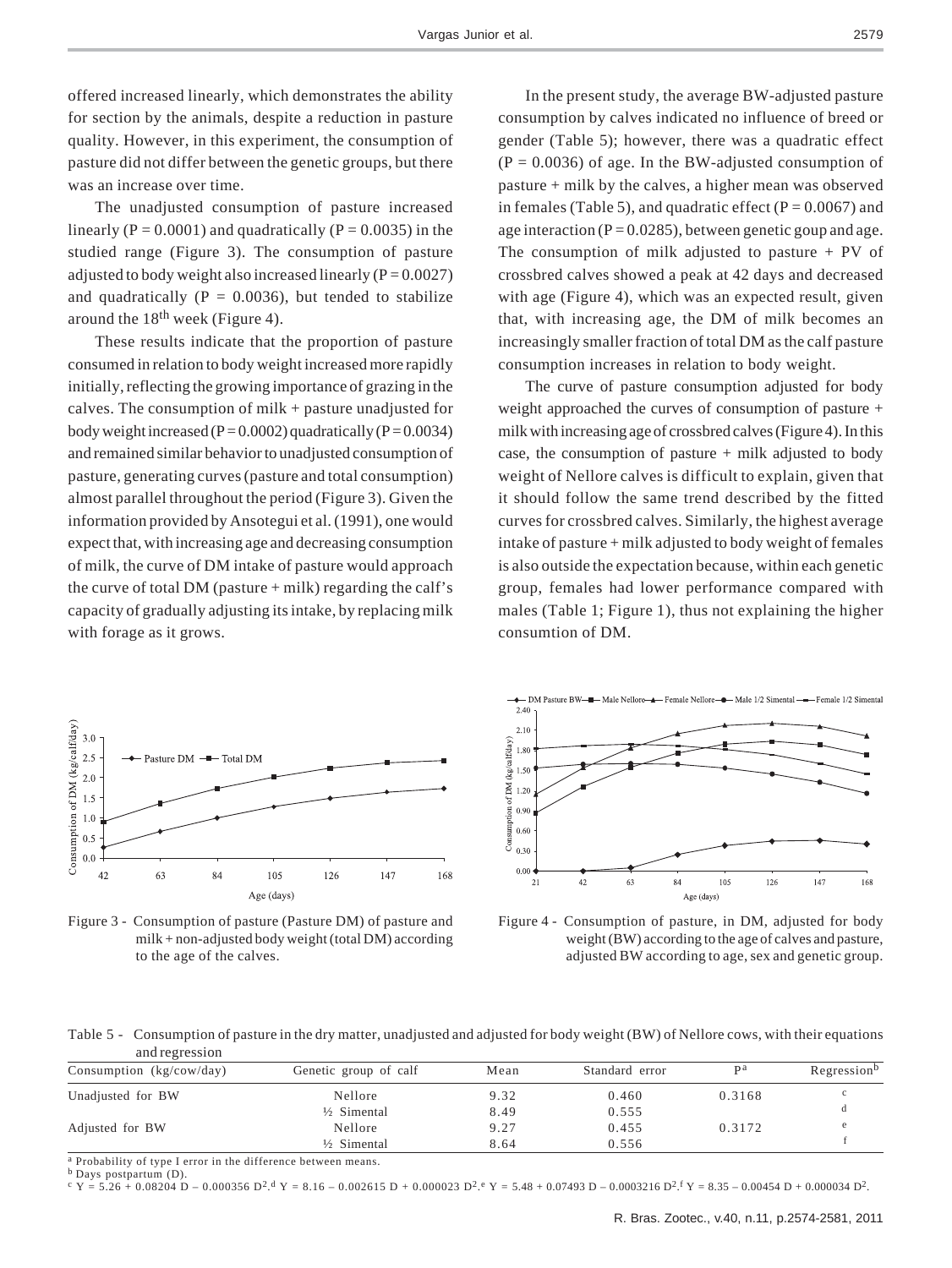offered increased linearly, which demonstrates the ability for section by the animals, despite a reduction in pasture quality. However, in this experiment, the consumption of pasture did not differ between the genetic groups, but there was an increase over time.

The unadjusted consumption of pasture increased linearly ($P = 0.0001$) and quadratically ($P = 0.0035$) in the studied range (Figure 3). The consumption of pasture adjusted to body weight also increased linearly ($P = 0.0027$) and quadratically ($P = 0.0036$), but tended to stabilize around the 18[th] week (Figure 4).

These results indicate that the proportion of pasture consumed in relation to body weight increased more rapidly initially, reflecting the growing importance of grazing in the calves. The consumption of milk + pasture unadjusted for body weight increased ($P = 0.0002$) quadratically ($P = 0.0034$) and remained similar behavior to unadjusted consumption of pasture, generating curves (pasture and total consumption) almost parallel throughout the period (Figure 3). Given the information provided by Ansotegui et al. (1991), one would expect that, with increasing age and decreasing consumption of milk, the curve of DM intake of pasture would approach the curve of total DM (pasture + milk) regarding the calf's capacity of gradually adjusting its intake, by replacing milk with forage as it grows.

In the present study, the average BW-adjusted pasture consumption by calves indicated no influence of breed or gender (Table 5); however, there was a quadratic effect ($P = 0.0036$) of age. In the BW-adjusted consumption of pasture + milk by the calves, a higher mean was observed in females (Table 5), and quadratic effect ($P = 0.0067$) and age interaction ($P = 0.0285$), between genetic goup and age. The consumption of milk adjusted to pasture + PV of crossbred calves showed a peak at 42 days and decreased with age (Figure 4), which was an expected result, given that, with increasing age, the DM of milk becomes an increasingly smaller fraction of total DM as the calf pasture consumption increases in relation to body weight.

The curve of pasture consumption adjusted for body weight approached the curves of consumption of pasture + milk with increasing age of crossbred calves (Figure 4). In this case, the consumption of pasture + milk adjusted to body weight of Nellore calves is difficult to explain, given that it should follow the same trend described by the fitted curves for crossbred calves. Similarly, the highest average intake of pasture + milk adjusted to body weight of females is also outside the expectation because, within each genetic group, females had lower performance compared with males (Table 1; Figure 1), thus not explaining the higher consumtion of DM.

Figure 3 - Consumption of pasture (Pasture DM) of pasture and milk + non-adjusted body weight (total DM) according to the age of the calves.

Figure 4 - Consumption of pasture, in DM, adjusted for body weight (BW) according to the age of calves and pasture, adjusted BW according to age, sex and genetic group.

Table 5 - Consumption of pasture in the dry matter, unadjusted and adjusted for body weight (BW) of Nellore cows, with their equations and regression

| Consumption (kg/cow/day) | Genetic group of calf | Mean | Standard error | P[a] | Regression[b] |
|---|---|---|---|---|---|
| Unadjusted for BW | Nellore | 9.32 | 0.460 | 0.3168 | c |
| | ½ Simental | 8.49 | 0.555 | | d |
| Adjusted for BW | Nellore | 9.27 | 0.455 | 0.3172 | e |
| | ½ Simental | 8.64 | 0.556 | | f |

[a] Probability of type I error in the difference between means.
[b] Days postpartum (D).
[c] $Y = 5.26 + 0.08204\ D - 0.000356\ D^2$. [d] $Y = 8.16 - 0.002615\ D + 0.000023\ D^2$. [e] $Y = 5.48 + 0.07493\ D - 0.0003216\ D^2$. [f] $Y = 8.35 - 0.00454\ D + 0.000034\ D^2$.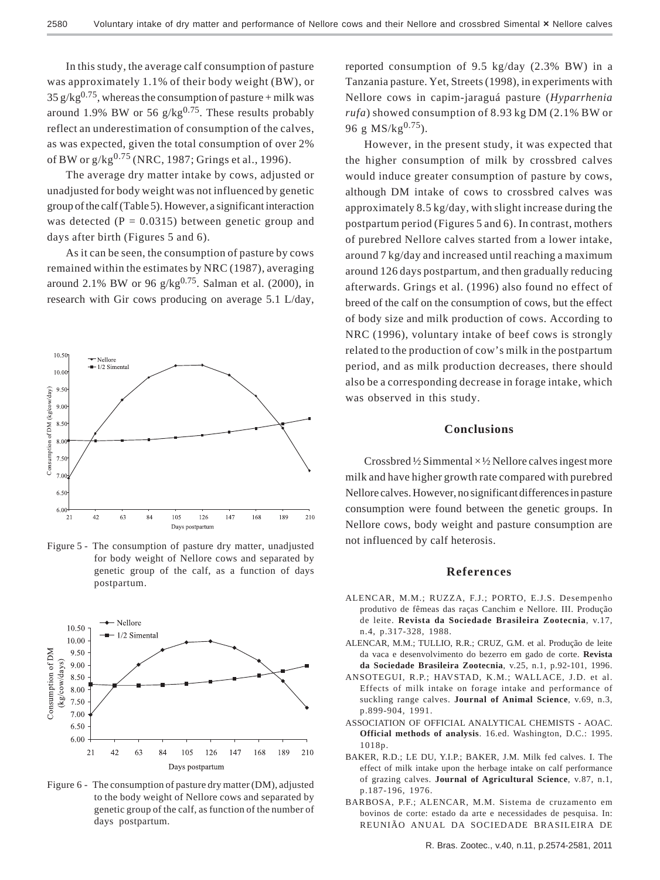In this study, the average calf consumption of pasture was approximately 1.1% of their body weight (BW), or 35 g/kg$^{0.75}$, whereas the consumption of pasture + milk was around 1.9% BW or 56 g/kg$^{0.75}$. These results probably reflect an underestimation of consumption of the calves, as was expected, given the total consumption of over 2% of BW or g/kg$^{0.75}$ (NRC, 1987; Grings et al., 1996).

The average dry matter intake by cows, adjusted or unadjusted for body weight was not influenced by genetic group of the calf (Table 5). However, a significant interaction was detected (P = 0.0315) between genetic group and days after birth (Figures 5 and 6).

As it can be seen, the consumption of pasture by cows remained within the estimates by NRC (1987), averaging around 2.1% BW or 96 g/kg$^{0.75}$. Salman et al. (2000), in research with Gir cows producing on average 5.1 L/day, reported consumption of 9.5 kg/day (2.3% BW) in a Tanzania pasture. Yet, Streets (1998), in experiments with Nellore cows in capim-jaraguá pasture (*Hyparrhenia rufa*) showed consumption of 8.93 kg DM (2.1% BW or 96 g MS/kg$^{0.75}$).

However, in the present study, it was expected that the higher consumption of milk by crossbred calves would induce greater consumption of pasture by cows, although DM intake of cows to crossbred calves was approximately 8.5 kg/day, with slight increase during the postpartum period (Figures 5 and 6). In contrast, mothers of purebred Nellore calves started from a lower intake, around 7 kg/day and increased until reaching a maximum around 126 days postpartum, and then gradually reducing afterwards. Grings et al. (1996) also found no effect of breed of the calf on the consumption of cows, but the effect of body size and milk production of cows. According to NRC (1996), voluntary intake of beef cows is strongly related to the production of cow's milk in the postpartum period, and as milk production decreases, there should also be a corresponding decrease in forage intake, which was observed in this study.

Figure 5 - The consumption of pasture dry matter, unadjusted for body weight of Nellore cows and separated by genetic group of the calf, as a function of days postpartum.

Figure 6 - The consumption of pasture dry matter (DM), adjusted to the body weight of Nellore cows and separated by genetic group of the calf, as function of the number of days postpartum.

## Conclusions

Crossbred ½ Simmental × ½ Nellore calves ingest more milk and have higher growth rate compared with purebred Nellore calves. However, no significant differences in pasture consumption were found between the genetic groups. In Nellore cows, body weight and pasture consumption are not influenced by calf heterosis.

## References

ALENCAR, M.M.; RUZZA, F.J.; PORTO, E.J.S. Desempenho produtivo de fêmeas das raças Canchim e Nellore. III. Produção de leite. **Revista da Sociedade Brasileira Zootecnia**, v.17, n.4, p.317-328, 1988.

ALENCAR, M.M.; TULLIO, R.R.; CRUZ, G.M. et al. Produção de leite da vaca e desenvolvimento do bezerro em gado de corte. **Revista da Sociedade Brasileira Zootecnia**, v.25, n.1, p.92-101, 1996.

ANSOTEGUI, R.P.; HAVSTAD, K.M.; WALLACE, J.D. et al. Effects of milk intake on forage intake and performance of suckling range calves. **Journal of Animal Science**, v.69, n.3, p.899-904, 1991.

ASSOCIATION OF OFFICIAL ANALYTICAL CHEMISTS - AOAC. **Official methods of analysis**. 16.ed. Washington, D.C.: 1995. 1018p.

BAKER, R.D.; LE DU, Y.I.P.; BAKER, J.M. Milk fed calves. I. The effect of milk intake upon the herbage intake on calf performance of grazing calves. **Journal of Agricultural Science**, v.87, n.1, p.187-196, 1976.

BARBOSA, P.F.; ALENCAR, M.M. Sistema de cruzamento em bovinos de corte: estado da arte e necessidades de pesquisa. In: REUNIÃO ANUAL DA SOCIEDADE BRASILEIRA DE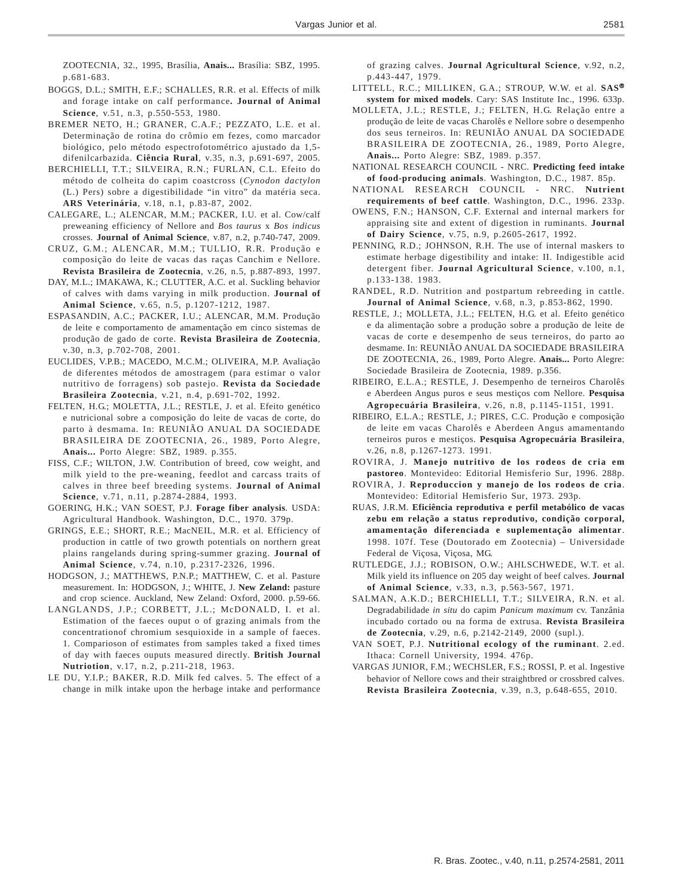ZOOTECNIA, 32., 1995, Brasília, **Anais...** Brasília: SBZ, 1995. p.681-683.

BOGGS, D.L.; SMITH, E.F.; SCHALLES, R.R. et al. Effects of milk and forage intake on calf performance**. Journal of Animal Science**, v.51, n.3, p.550-553, 1980.

BREMER NETO, H.; GRANER, C.A.F.; PEZZATO, L.E. et al. Determinação de rotina do crômio em fezes, como marcador biológico, pelo método espectrofotométrico ajustado da 1,5-difenilcarbazida. **Ciência Rural**, v.35, n.3, p.691-697, 2005.

BERCHIELLI, T.T.; SILVEIRA, R.N.; FURLAN, C.L. Efeito do método de colheita do capim coastcross (*Cynodon dactylon* (L.) Pers) sobre a digestibilidade "in vitro" da matéria seca. **ARS Veterinária**, v.18, n.1, p.83-87, 2002.

CALEGARE, L.; ALENCAR, M.M.; PACKER, I.U. et al. Cow/calf preweaning efficiency of Nellore and *Bos taurus* x *Bos indicus* crosses. **Journal of Animal Science**, v.87, n.2, p.740-747, 2009.

CRUZ, G.M.; ALENCAR, M.M.; TULLIO, R.R. Produção e composição do leite de vacas das raças Canchim e Nellore. **Revista Brasileira de Zootecnia**, v.26, n.5, p.887-893, 1997.

DAY, M.L.; IMAKAWA, K.; CLUTTER, A.C. et al. Suckling behavior of calves with dams varying in milk production. **Journal of Animal Science**, v.65, n.5, p.1207-1212, 1987.

ESPASANDIN, A.C.; PACKER, I.U.; ALENCAR, M.M. Produção de leite e comportamento de amamentação em cinco sistemas de produção de gado de corte. **Revista Brasileira de Zootecnia**, v.30, n.3, p.702-708, 2001.

EUCLIDES, V.P.B.; MACEDO, M.C.M.; OLIVEIRA, M.P. Avaliação de diferentes métodos de amostragem (para estimar o valor nutritivo de forragens) sob pastejo. **Revista da Sociedade Brasileira Zootecnia**, v.21, n.4, p.691-702, 1992.

FELTEN, H.G.; MOLETTA, J.L.; RESTLE, J. et al. Efeito genético e nutricional sobre a composição do leite de vacas de corte, do parto à desmama. In: REUNIÃO ANUAL DA SOCIEDADE BRASILEIRA DE ZOOTECNIA, 26., 1989, Porto Alegre, **Anais...** Porto Alegre: SBZ, 1989. p.355.

FISS, C.F.; WILTON, J.W. Contribution of breed, cow weight, and milk yield to the pre-weaning, feedlot and carcass traits of calves in three beef breeding systems. **Journal of Animal Science**, v.71, n.11, p.2874-2884, 1993.

GOERING, H.K.; VAN SOEST, P.J. **Forage fiber analysis**. USDA: Agricultural Handbook. Washington, D.C., 1970. 379p.

GRINGS, E.E.; SHORT, R.E.; MacNEIL, M.R. et al. Efficiency of production in cattle of two growth potentials on northern great plains rangelands during spring-summer grazing. **Journal of Animal Science**, v.74, n.10, p.2317-2326, 1996.

HODGSON, J.; MATTHEWS, P.N.P.; MATTHEW, C. et al. Pasture measurement. In: HODGSON, J.; WHITE, J. **New Zeland:** pasture and crop science. Auckland, New Zeland: Oxford, 2000. p.59-66.

LANGLANDS, J.P.; CORBETT, J.L.; McDONALD, I. et al. Estimation of the faeces ouput o of grazing animals from the concentrationof chromium sesquioxide in a sample of faeces. 1. Comparioson of estimates from samples taked a fixed times of day with faeces ouputs measured directly. **British Journal Nutriotion**, v.17, n.2, p.211-218, 1963.

LE DU, Y.I.P.; BAKER, R.D. Milk fed calves. 5. The effect of a change in milk intake upon the herbage intake and performance of grazing calves. **Journal Agricultural Science**, v.92, n.2, p.443-447, 1979.

LITTELL, R.C.; MILLIKEN, G.A.; STROUP, W.W. et al. **SAS® system for mixed models**. Cary: SAS Institute Inc., 1996. 633p.

MOLLETA, J.L.; RESTLE, J.; FELTEN, H.G. Relação entre a produção de leite de vacas Charolês e Nellore sobre o desempenho dos seus terneiros. In: REUNIÃO ANUAL DA SOCIEDADE BRASILEIRA DE ZOOTECNIA, 26., 1989, Porto Alegre, **Anais...** Porto Alegre: SBZ, 1989. p.357.

NATIONAL RESEARCH COUNCIL - NRC. **Predicting feed intake of food-producing animals**. Washington, D.C., 1987. 85p.

NATIONAL RESEARCH COUNCIL - NRC. **Nutrient requirements of beef cattle**. Washington, D.C., 1996. 233p.

OWENS, F.N.; HANSON, C.F. External and internal markers for appraising site and extent of digestion in ruminants. **Journal of Dairy Science**, v.75, n.9, p.2605-2617, 1992.

PENNING, R.D.; JOHNSON, R.H. The use of internal maskers to estimate herbage digestibility and intake: II. Indigestible acid detergent fiber. **Journal Agricultural Science**, v.100, n.1, p.133-138. 1983.

RANDEL, R.D. Nutrition and postpartum rebreeding in cattle. **Journal of Animal Science**, v.68, n.3, p.853-862, 1990.

RESTLE, J.; MOLLETA, J.L.; FELTEN, H.G. et al. Efeito genético e da alimentação sobre a produção sobre a produção de leite de vacas de corte e desempenho de seus terneiros, do parto ao desmame. In: REUNIÃO ANUAL DA SOCIEDADE BRASILEIRA DE ZOOTECNIA, 26., 1989, Porto Alegre. **Anais...** Porto Alegre: Sociedade Brasileira de Zootecnia, 1989. p.356.

RIBEIRO, E.L.A.; RESTLE, J. Desempenho de terneiros Charolês e Aberdeen Angus puros e seus mestiços com Nellore. **Pesquisa Agropecuária Brasileira**, v.26, n.8, p.1145-1151, 1991.

RIBEIRO, E.L.A.; RESTLE, J.; PIRES, C.C. Produção e composição de leite em vacas Charolês e Aberdeen Angus amamentando terneiros puros e mestiços. **Pesquisa Agropecuária Brasileira**, v.26, n.8, p.1267-1273. 1991.

ROVIRA, J. **Manejo nutritivo de los rodeos de cria em pastoreo**. Montevideo: Editorial Hemisferio Sur, 1996. 288p.

ROVIRA, J. **Reproduccion y manejo de los rodeos de cria**. Montevideo: Editorial Hemisferio Sur, 1973. 293p.

RUAS, J.R.M. **Eficiência reprodutiva e perfil metabólico de vacas zebu em relação a status reprodutivo, condição corporal, amamentação diferenciada e suplementação alimentar**. 1998. 107f. Tese (Doutorado em Zootecnia) – Universidade Federal de Viçosa, Viçosa, MG.

RUTLEDGE, J.J.; ROBISON, O.W.; AHLSCHWEDE, W.T. et al. Milk yield its influence on 205 day weight of beef calves. **Journal of Animal Science**, v.33, n.3, p.563-567, 1971.

SALMAN, A.K.D.; BERCHIELLI, T.T.; SILVEIRA, R.N. et al. Degradabilidade *in situ* do capim *Panicum maximum* cv. Tanzânia incubado cortado ou na forma de extrusa. **Revista Brasileira de Zootecnia**, v.29, n.6, p.2142-2149, 2000 (supl.).

VAN SOET, P.J. **Nutritional ecology of the ruminant**. 2.ed. Ithaca: Cornell University, 1994. 476p.

VARGAS JUNIOR, F.M.; WECHSLER, F.S.; ROSSI, P. et al. Ingestive behavior of Nellore cows and their straightbred or crossbred calves. **Revista Brasileira Zootecnia**, v.39, n.3, p.648-655, 2010.